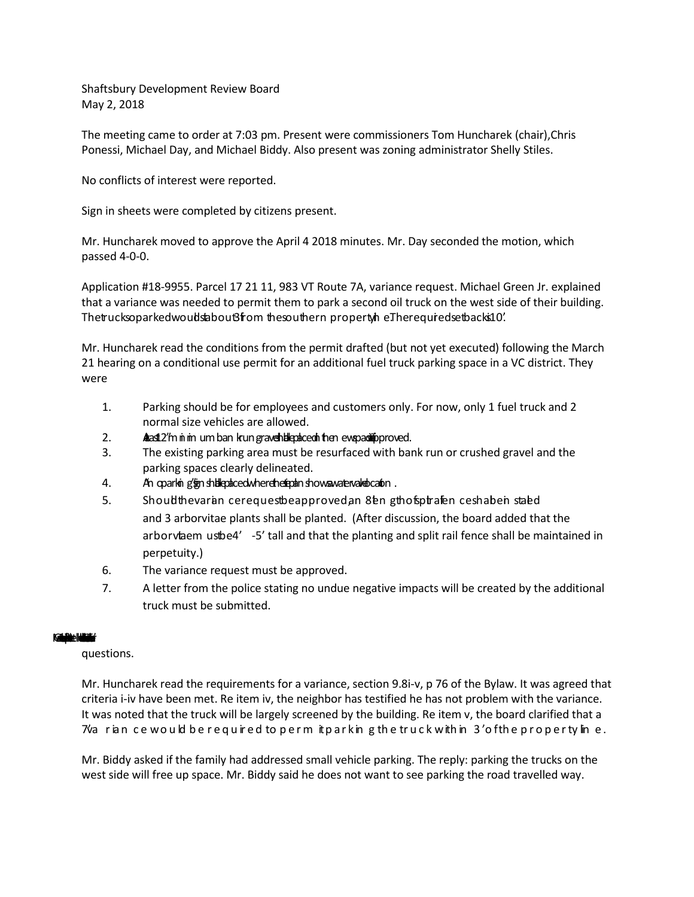Shaftsbury Development Review Board
May 2, 2018

The meeting came to order at 7:03 pm. Present were commissioners Tom Huncharek (chair), Chris Ponessi, Michael Day, and Michael Biddy. Also present was zoning administrator Shelly Stiles.

No conflicts of interest were reported.

Sign in sheets were completed by citizens present.

Mr. Huncharek moved to approve the April 4 2018 minutes. Mr. Day seconded the motion, which passed 4-0-0.

Application #18-9955. Parcel 17 21 11, 983 VT Route 7A, variance request. Michael Green Jr. explained that a variance was needed to permit them to park a second oil truck on the west side of their building. The truck so parked would sit about 3' from the southern property line. The required setback is 10'.

Mr. Huncharek read the conditions from the permit drafted (but not yet executed) following the March 21 hearing on a conditional use permit for an additional fuel truck parking space in a VC district. They were

1. Parking should be for employees and customers only. For now, only 1 fuel truck and 2 normal size vehicles are allowed.
2. At least 12" minimum bank run gravel shall be placed on the new space if approved.
3. The existing parking area must be resurfaced with bank run or crushed gravel and the parking spaces clearly delineated.
4. A "no parking" sign shall be placed where the site plan shows a water valve location.
5. Should the variance request be approved, an 8' length of split rail fence shall be installed and 3 arborvitae plants shall be planted. (After discussion, the board added that the arborvitae must be 4' -5' tall and that the planting and split rail fence shall be maintained in perpetuity.)
6. The variance request must be approved.
7. A letter from the police stating no undue negative impacts will be created by the additional truck must be submitted.

questions.

Mr. Huncharek read the requirements for a variance, section 9.8i-v, p 76 of the Bylaw. It was agreed that criteria i-iv have been met. Re item iv, the neighbor has testified he has not problem with the variance. It was noted that the truck will be largely screened by the building. Re item v, the board clarified that a 7' variance would be required to permit parking the truck within 3' of the property line.

Mr. Biddy asked if the family had addressed small vehicle parking. The reply: parking the trucks on the west side will free up space. Mr. Biddy said he does not want to see parking the road travelled way.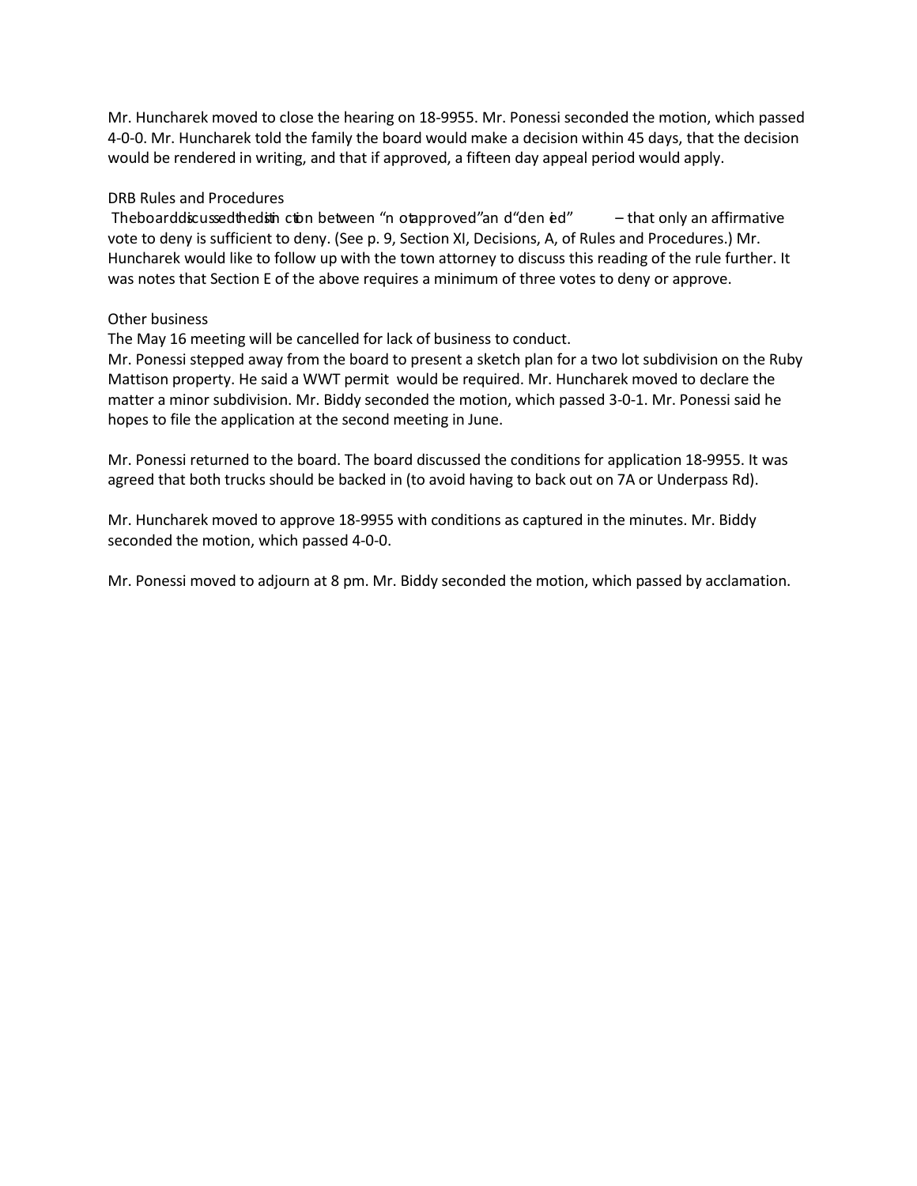Mr. Huncharek moved to close the hearing on 18-9955. Mr. Ponessi seconded the motion, which passed 4-0-0. Mr. Huncharek told the family the board would make a decision within 45 days, that the decision would be rendered in writing, and that if approved, a fifteen day appeal period would apply.

DRB Rules and Procedures

The board discussed the distinction between "not approved" and "denied" – that only an affirmative vote to deny is sufficient to deny. (See p. 9, Section XI, Decisions, A, of Rules and Procedures.) Mr. Huncharek would like to follow up with the town attorney to discuss this reading of the rule further. It was notes that Section E of the above requires a minimum of three votes to deny or approve.

Other business

The May 16 meeting will be cancelled for lack of business to conduct.

Mr. Ponessi stepped away from the board to present a sketch plan for a two lot subdivision on the Ruby Mattison property. He said a WWT permit would be required. Mr. Huncharek moved to declare the matter a minor subdivision. Mr. Biddy seconded the motion, which passed 3-0-1. Mr. Ponessi said he hopes to file the application at the second meeting in June.

Mr. Ponessi returned to the board. The board discussed the conditions for application 18-9955. It was agreed that both trucks should be backed in (to avoid having to back out on 7A or Underpass Rd).

Mr. Huncharek moved to approve 18-9955 with conditions as captured in the minutes. Mr. Biddy seconded the motion, which passed 4-0-0.

Mr. Ponessi moved to adjourn at 8 pm. Mr. Biddy seconded the motion, which passed by acclamation.